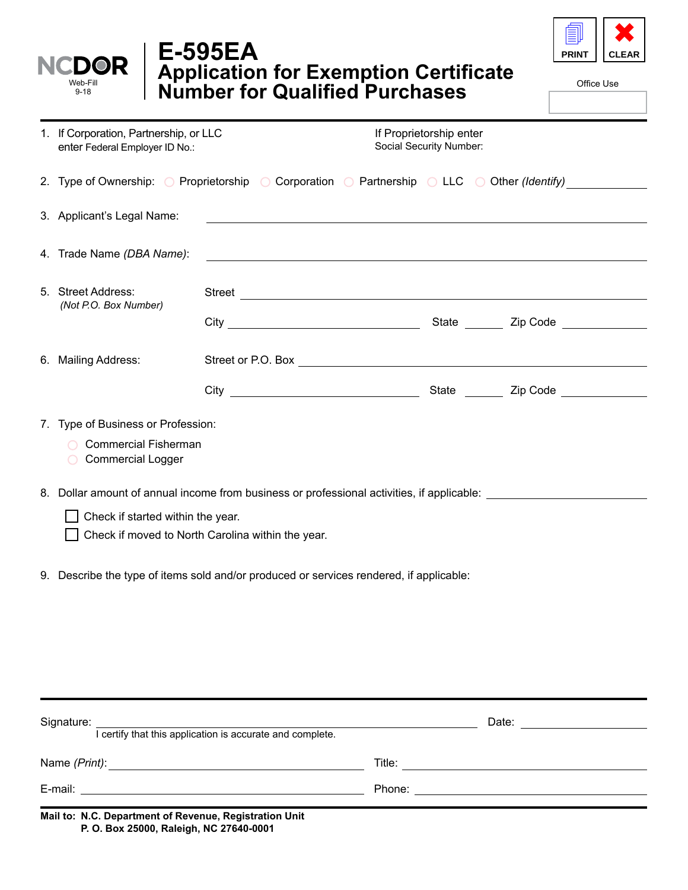NCDOR
Web-Fill
9-18

# E-595EA
## Application for Exemption Certificate Number for Qualified Purchases

PRINT CLEAR

Office Use

1. If Corporation, Partnership, or LLC enter Federal Employer ID No.:  
   If Proprietorship enter Social Security Number:

2. Type of Ownership: ○ Proprietorship ○ Corporation ○ Partnership ○ LLC ○ Other *(Identify)* ____________

3. Applicant's Legal Name: ____________

4. Trade Name *(DBA Name)*: ____________

5. Street Address: *(Not P.O. Box Number)*  
   Street ____________  
   City ____________ State ______ Zip Code ____________

6. Mailing Address:  
   Street or P.O. Box ____________  
   City ____________ State ______ Zip Code ____________

7. Type of Business or Profession:
   - ○ Commercial Fisherman
   - ○ Commercial Logger

8. Dollar amount of annual income from business or professional activities, if applicable: ____________
   - ☐ Check if started within the year.
   - ☐ Check if moved to North Carolina within the year.

9. Describe the type of items sold and/or produced or services rendered, if applicable:

---

Signature: ____________ Date: ____________  
I certify that this application is accurate and complete.

Name *(Print)*: ____________ Title: ____________

E-mail: ____________ Phone: ____________

**Mail to: N.C. Department of Revenue, Registration Unit**  
**P. O. Box 25000, Raleigh, NC 27640-0001**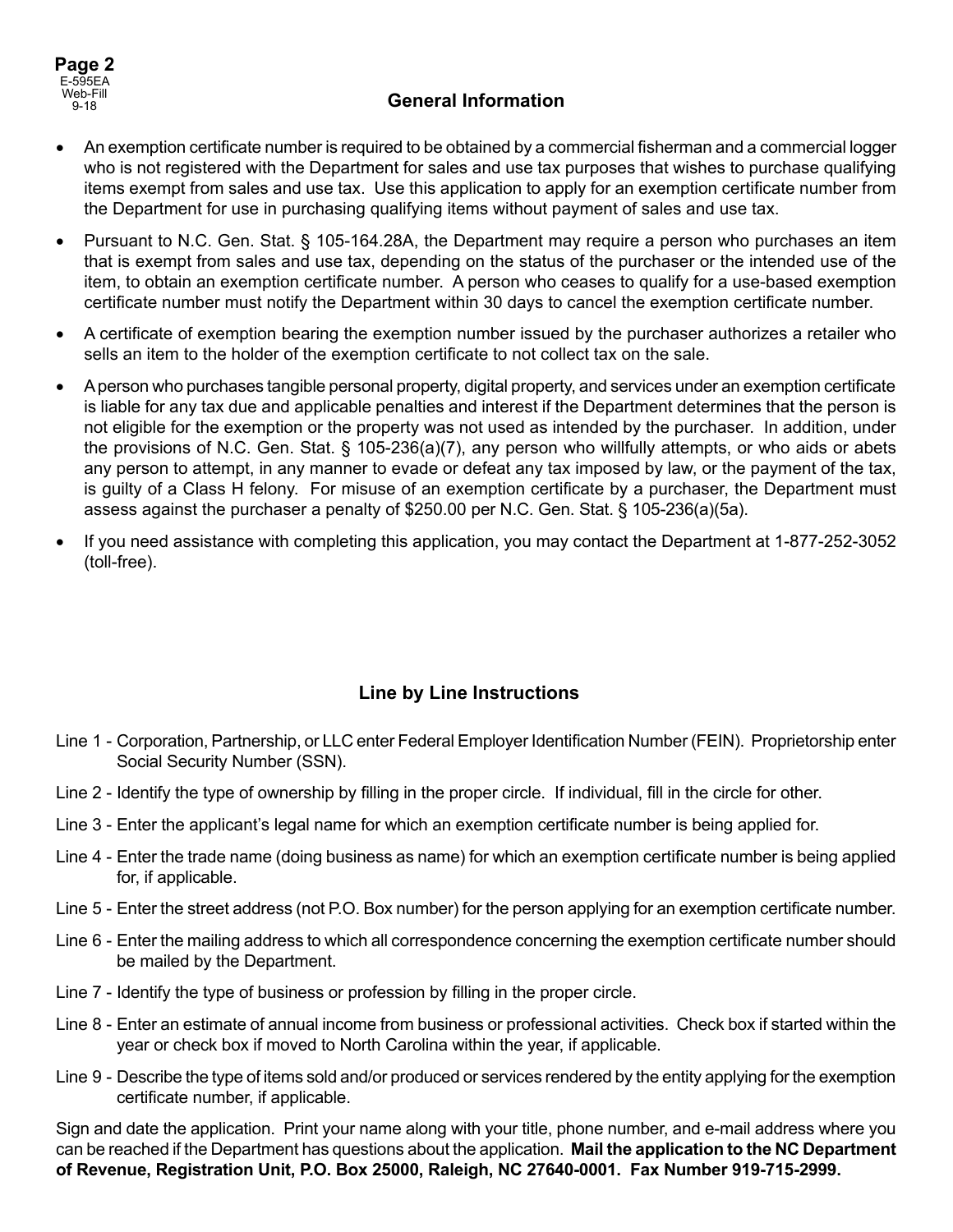## General Information

- An exemption certificate number is required to be obtained by a commercial fisherman and a commercial logger who is not registered with the Department for sales and use tax purposes that wishes to purchase qualifying items exempt from sales and use tax. Use this application to apply for an exemption certificate number from the Department for use in purchasing qualifying items without payment of sales and use tax.
- Pursuant to N.C. Gen. Stat. § 105-164.28A, the Department may require a person who purchases an item that is exempt from sales and use tax, depending on the status of the purchaser or the intended use of the item, to obtain an exemption certificate number. A person who ceases to qualify for a use-based exemption certificate number must notify the Department within 30 days to cancel the exemption certificate number.
- A certificate of exemption bearing the exemption number issued by the purchaser authorizes a retailer who sells an item to the holder of the exemption certificate to not collect tax on the sale.
- A person who purchases tangible personal property, digital property, and services under an exemption certificate is liable for any tax due and applicable penalties and interest if the Department determines that the person is not eligible for the exemption or the property was not used as intended by the purchaser. In addition, under the provisions of N.C. Gen. Stat. § 105-236(a)(7), any person who willfully attempts, or who aids or abets any person to attempt, in any manner to evade or defeat any tax imposed by law, or the payment of the tax, is guilty of a Class H felony. For misuse of an exemption certificate by a purchaser, the Department must assess against the purchaser a penalty of $250.00 per N.C. Gen. Stat. § 105-236(a)(5a).
- If you need assistance with completing this application, you may contact the Department at 1-877-252-3052 (toll-free).

## Line by Line Instructions

Line 1 - Corporation, Partnership, or LLC enter Federal Employer Identification Number (FEIN). Proprietorship enter Social Security Number (SSN).

Line 2 - Identify the type of ownership by filling in the proper circle. If individual, fill in the circle for other.

Line 3 - Enter the applicant's legal name for which an exemption certificate number is being applied for.

Line 4 - Enter the trade name (doing business as name) for which an exemption certificate number is being applied for, if applicable.

Line 5 - Enter the street address (not P.O. Box number) for the person applying for an exemption certificate number.

Line 6 - Enter the mailing address to which all correspondence concerning the exemption certificate number should be mailed by the Department.

Line 7 - Identify the type of business or profession by filling in the proper circle.

Line 8 - Enter an estimate of annual income from business or professional activities. Check box if started within the year or check box if moved to North Carolina within the year, if applicable.

Line 9 - Describe the type of items sold and/or produced or services rendered by the entity applying for the exemption certificate number, if applicable.

Sign and date the application. Print your name along with your title, phone number, and e-mail address where you can be reached if the Department has questions about the application. **Mail the application to the NC Department of Revenue, Registration Unit, P.O. Box 25000, Raleigh, NC 27640-0001. Fax Number 919-715-2999.**